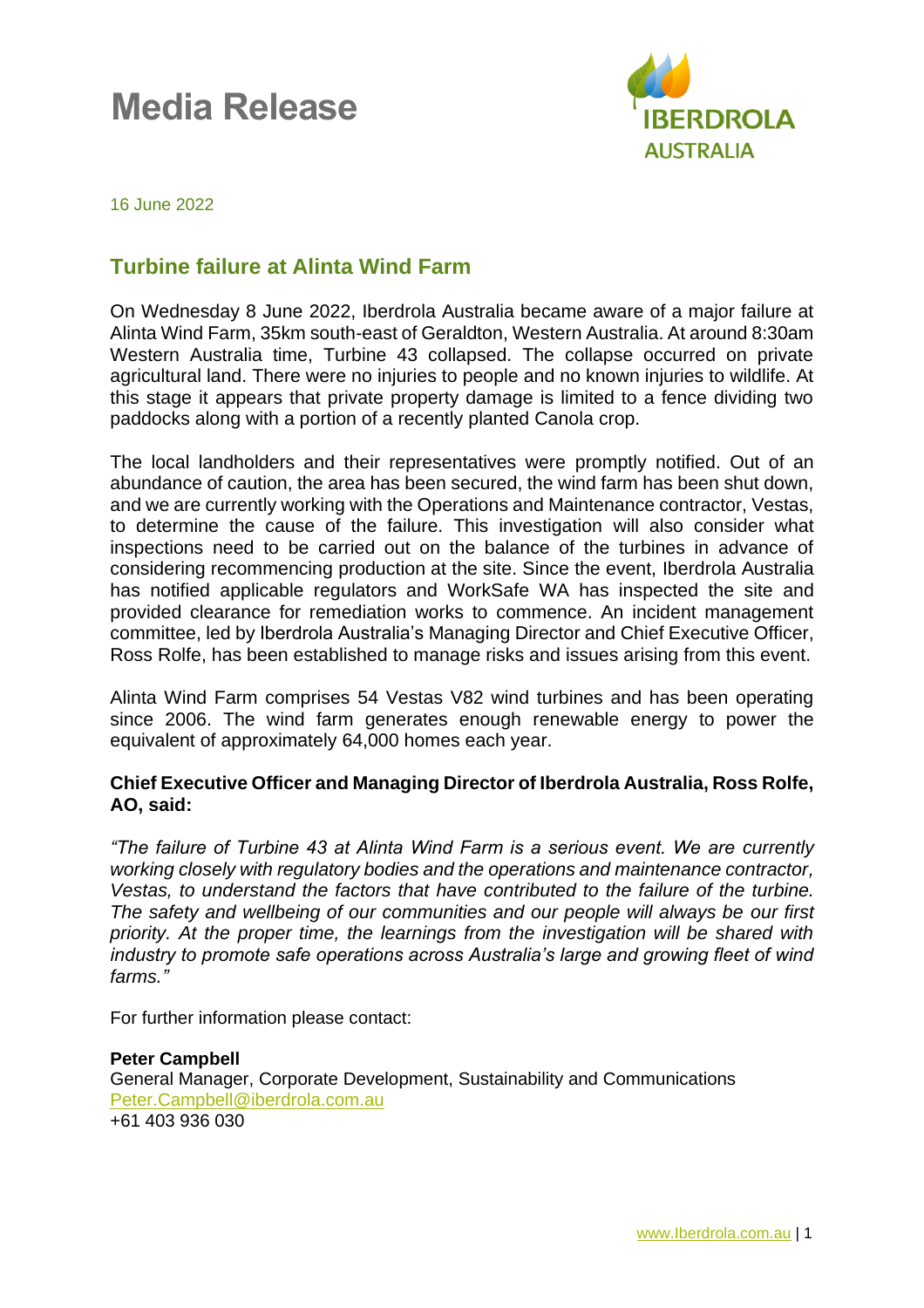# Media Release

IBERDROLA AUSTRALIA

16 June 2022

## Turbine failure at Alinta Wind Farm

On Wednesday 8 June 2022, Iberdrola Australia became aware of a major failure at Alinta Wind Farm, 35km south-east of Geraldton, Western Australia. At around 8:30am Western Australia time, Turbine 43 collapsed. The collapse occurred on private agricultural land. There were no injuries to people and no known injuries to wildlife. At this stage it appears that private property damage is limited to a fence dividing two paddocks along with a portion of a recently planted Canola crop.

The local landholders and their representatives were promptly notified. Out of an abundance of caution, the area has been secured, the wind farm has been shut down, and we are currently working with the Operations and Maintenance contractor, Vestas, to determine the cause of the failure. This investigation will also consider what inspections need to be carried out on the balance of the turbines in advance of considering recommencing production at the site. Since the event, Iberdrola Australia has notified applicable regulators and WorkSafe WA has inspected the site and provided clearance for remediation works to commence. An incident management committee, led by Iberdrola Australia's Managing Director and Chief Executive Officer, Ross Rolfe, has been established to manage risks and issues arising from this event.

Alinta Wind Farm comprises 54 Vestas V82 wind turbines and has been operating since 2006. The wind farm generates enough renewable energy to power the equivalent of approximately 64,000 homes each year.

**Chief Executive Officer and Managing Director of Iberdrola Australia, Ross Rolfe, AO, said:**

*"The failure of Turbine 43 at Alinta Wind Farm is a serious event. We are currently working closely with regulatory bodies and the operations and maintenance contractor, Vestas, to understand the factors that have contributed to the failure of the turbine. The safety and wellbeing of our communities and our people will always be our first priority. At the proper time, the learnings from the investigation will be shared with industry to promote safe operations across Australia's large and growing fleet of wind farms."*

For further information please contact:

**Peter Campbell**
General Manager, Corporate Development, Sustainability and Communications
Peter.Campbell@iberdrola.com.au
+61 403 936 030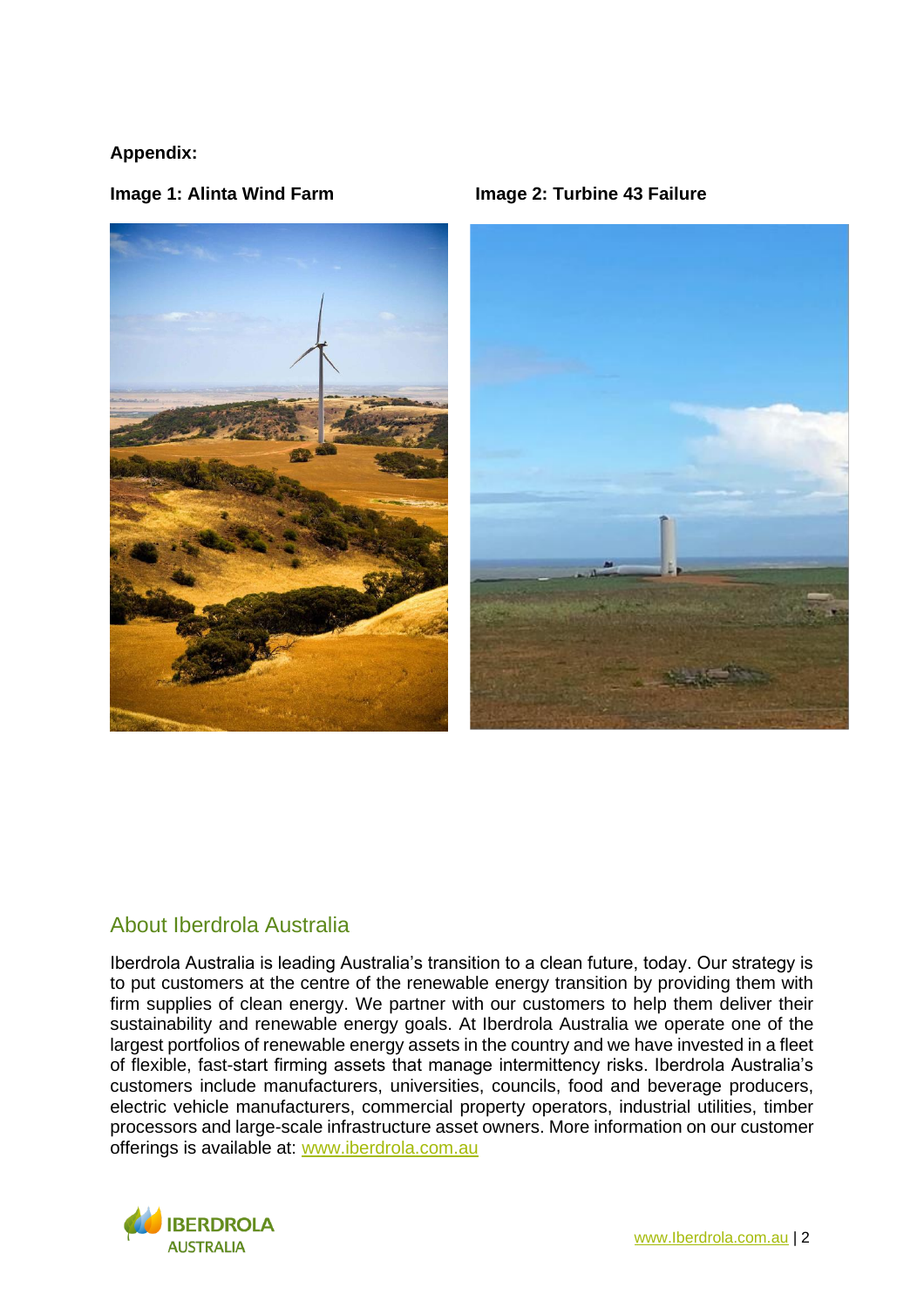**Appendix:**

**Image 1: Alinta Wind Farm**

**Image 2: Turbine 43 Failure**

## About Iberdrola Australia

Iberdrola Australia is leading Australia's transition to a clean future, today. Our strategy is to put customers at the centre of the renewable energy transition by providing them with firm supplies of clean energy. We partner with our customers to help them deliver their sustainability and renewable energy goals. At Iberdrola Australia we operate one of the largest portfolios of renewable energy assets in the country and we have invested in a fleet of flexible, fast-start firming assets that manage intermittency risks. Iberdrola Australia's customers include manufacturers, universities, councils, food and beverage producers, electric vehicle manufacturers, commercial property operators, industrial utilities, timber processors and large-scale infrastructure asset owners. More information on our customer offerings is available at: www.iberdrola.com.au